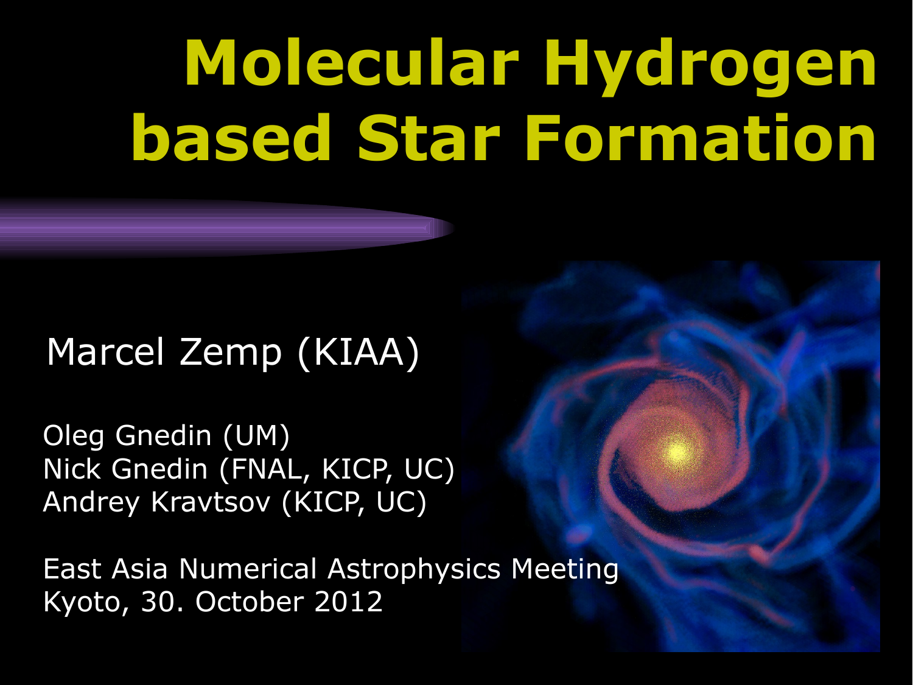# Molecular Hydrogen based Star Formation

Marcel Zemp (KIAA)

Oleg Gnedin (UM)
Nick Gnedin (FNAL, KICP, UC)
Andrey Kravtsov (KICP, UC)

East Asia Numerical Astrophysics Meeting
Kyoto, 30. October 2012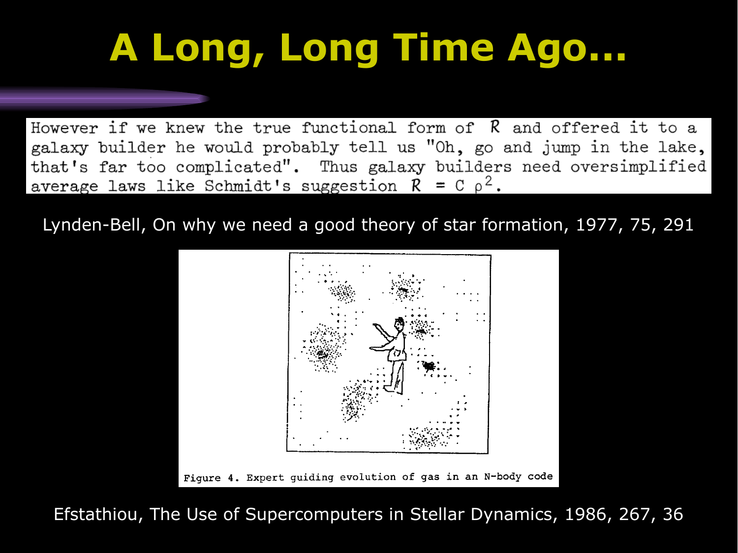# A Long, Long Time Ago...

However if we knew the true functional form of $R$ and offered it to a galaxy builder he would probably tell us "Oh, go and jump in the lake, that's far too complicated". Thus galaxy builders need oversimplified average laws like Schmidt's suggestion $R = C\,\rho^2$.

Lynden-Bell, On why we need a good theory of star formation, 1977, 75, 291

Figure 4. Expert guiding evolution of gas in an N-body code

Efstathiou, The Use of Supercomputers in Stellar Dynamics, 1986, 267, 36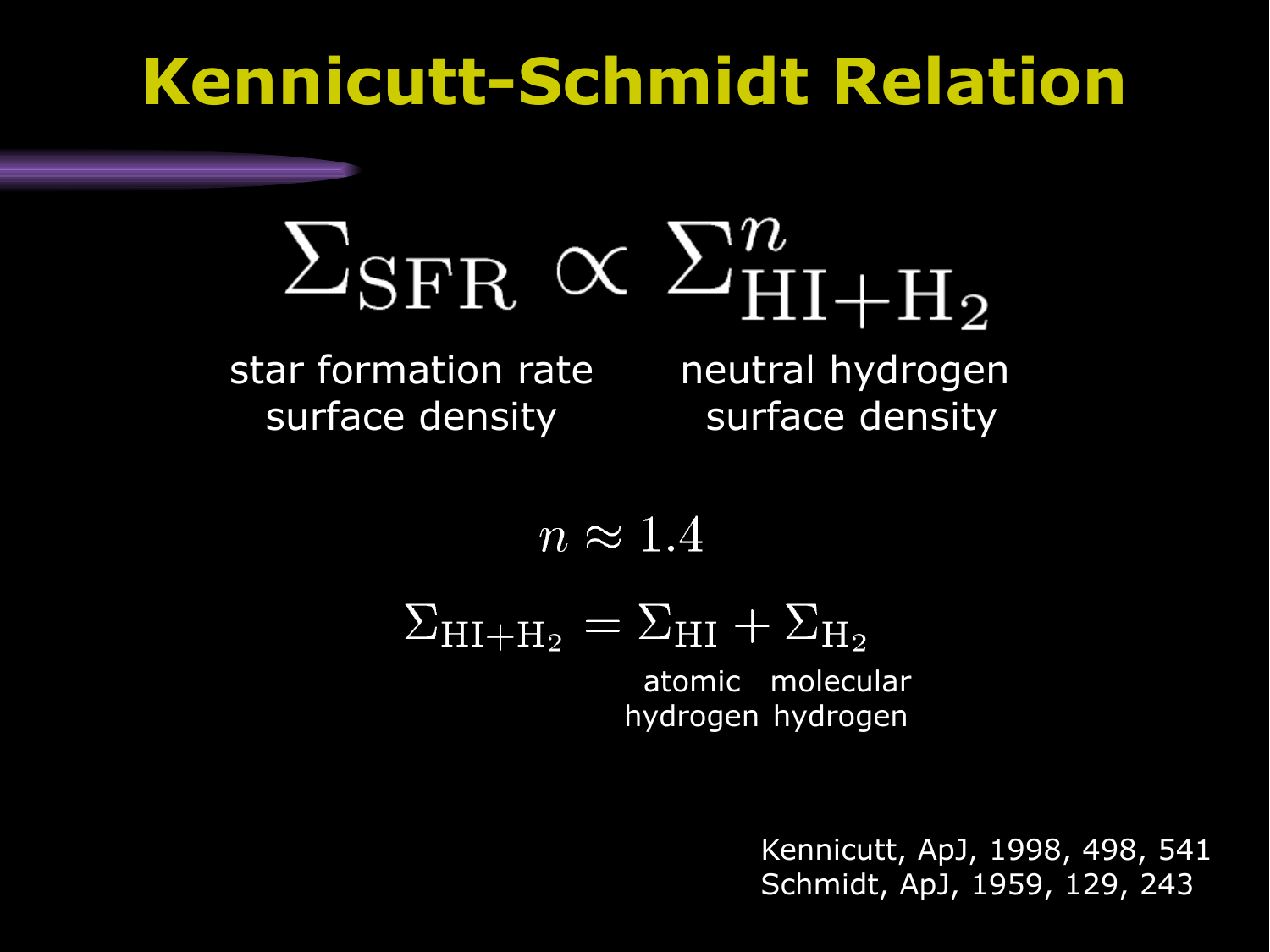# Kennicutt-Schmidt Relation

$$\Sigma_{\mathrm{SFR}} \propto \Sigma_{\mathrm{HI+H_2}}^{n}$$

star formation rate surface density — neutral hydrogen surface density

$$n \approx 1.4$$

$$\Sigma_{\mathrm{HI+H_2}} = \Sigma_{\mathrm{HI}} + \Sigma_{\mathrm{H_2}}$$

atomic hydrogen — molecular hydrogen

Kennicutt, ApJ, 1998, 498, 541
Schmidt, ApJ, 1959, 129, 243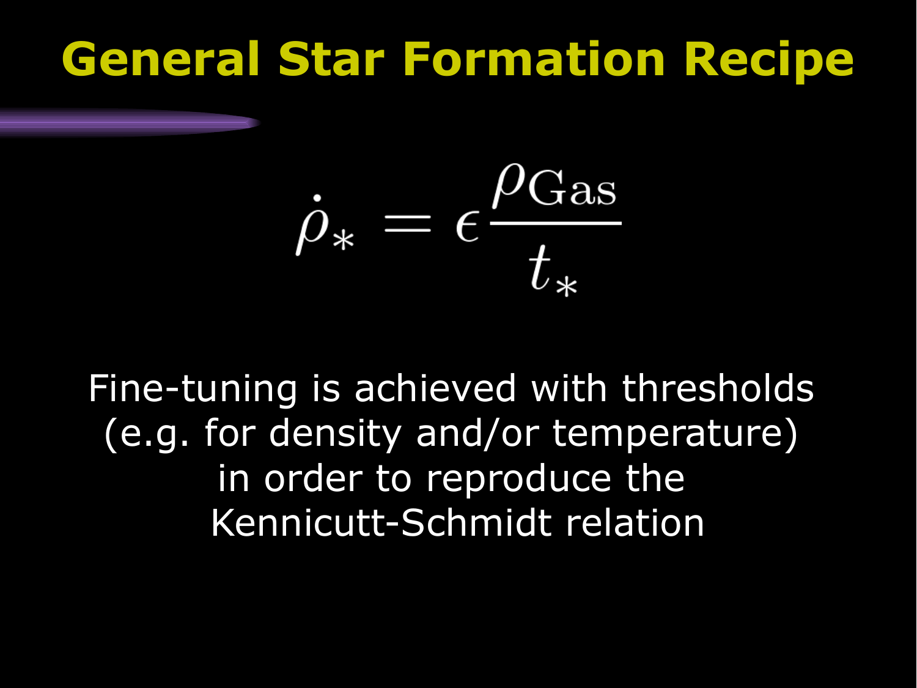# General Star Formation Recipe

$$\dot{\rho}_* = \epsilon \frac{\rho_{\rm Gas}}{t_*}$$

Fine-tuning is achieved with thresholds (e.g. for density and/or temperature) in order to reproduce the Kennicutt-Schmidt relation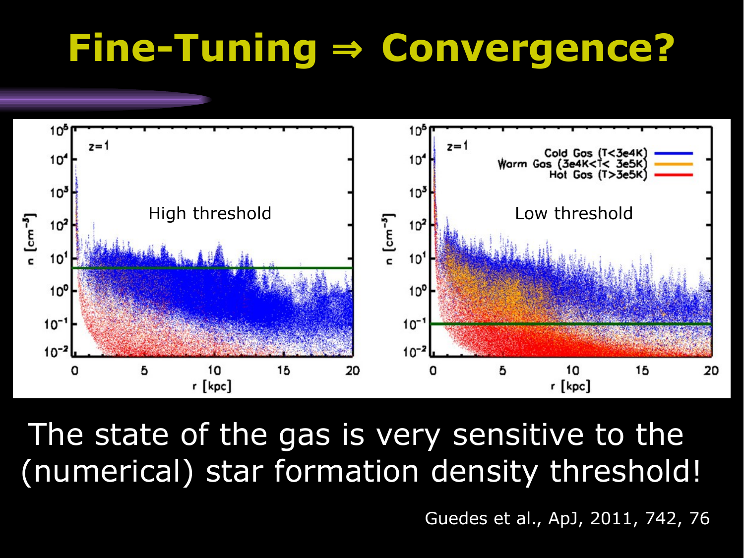# Fine-Tuning ⇒ Convergence?

High threshold

Low threshold

The state of the gas is very sensitive to the (numerical) star formation density threshold!

Guedes et al., ApJ, 2011, 742, 76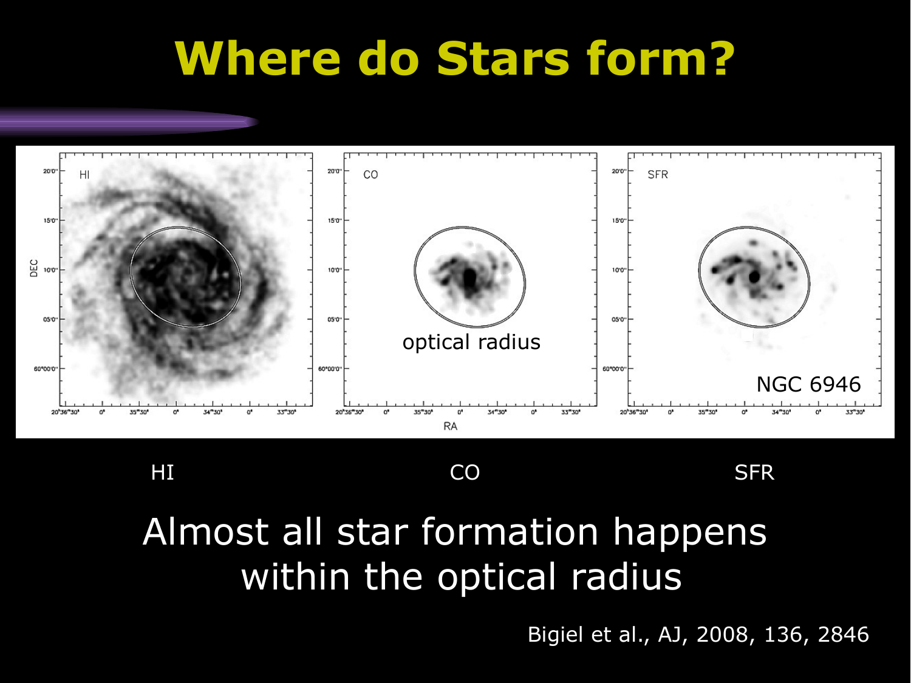# Where do Stars form?

HI CO SFR

optical radius

NGC 6946

Almost all star formation happens within the optical radius

Bigiel et al., AJ, 2008, 136, 2846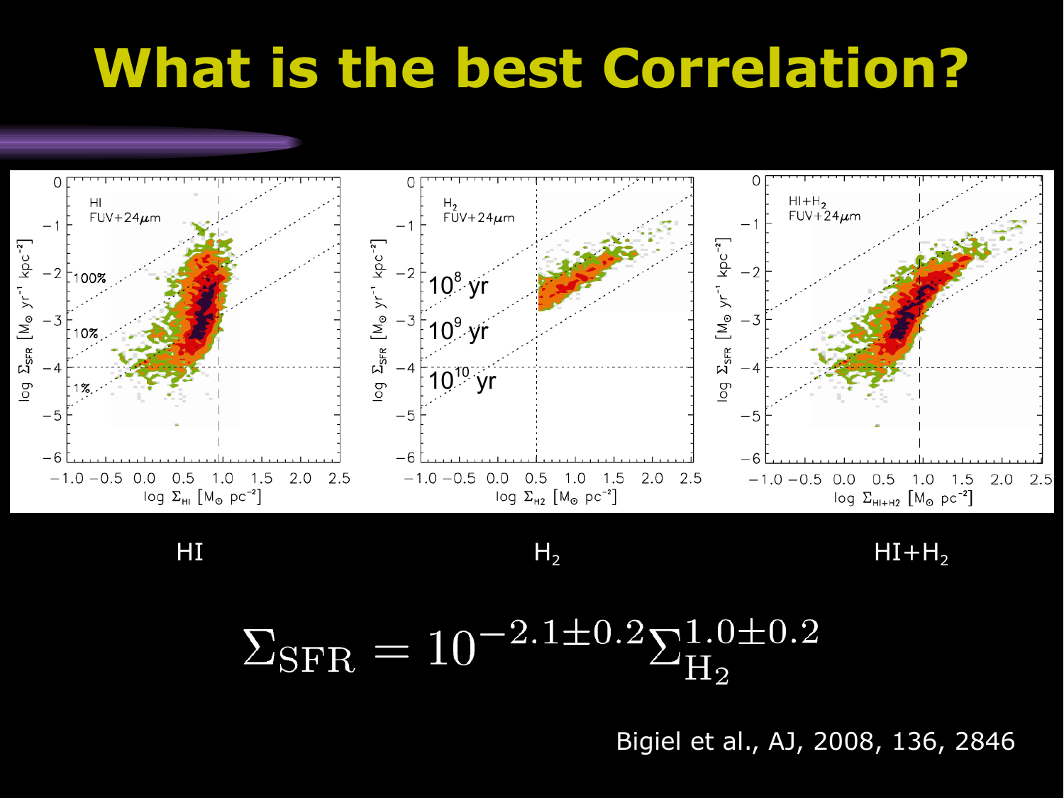# What is the best Correlation?

HI H$_2$ HI+H$_2$

$$\Sigma_{\rm SFR} = 10^{-2.1\pm0.2}\Sigma_{\rm H_2}^{1.0\pm0.2}$$

Bigiel et al., AJ, 2008, 136, 2846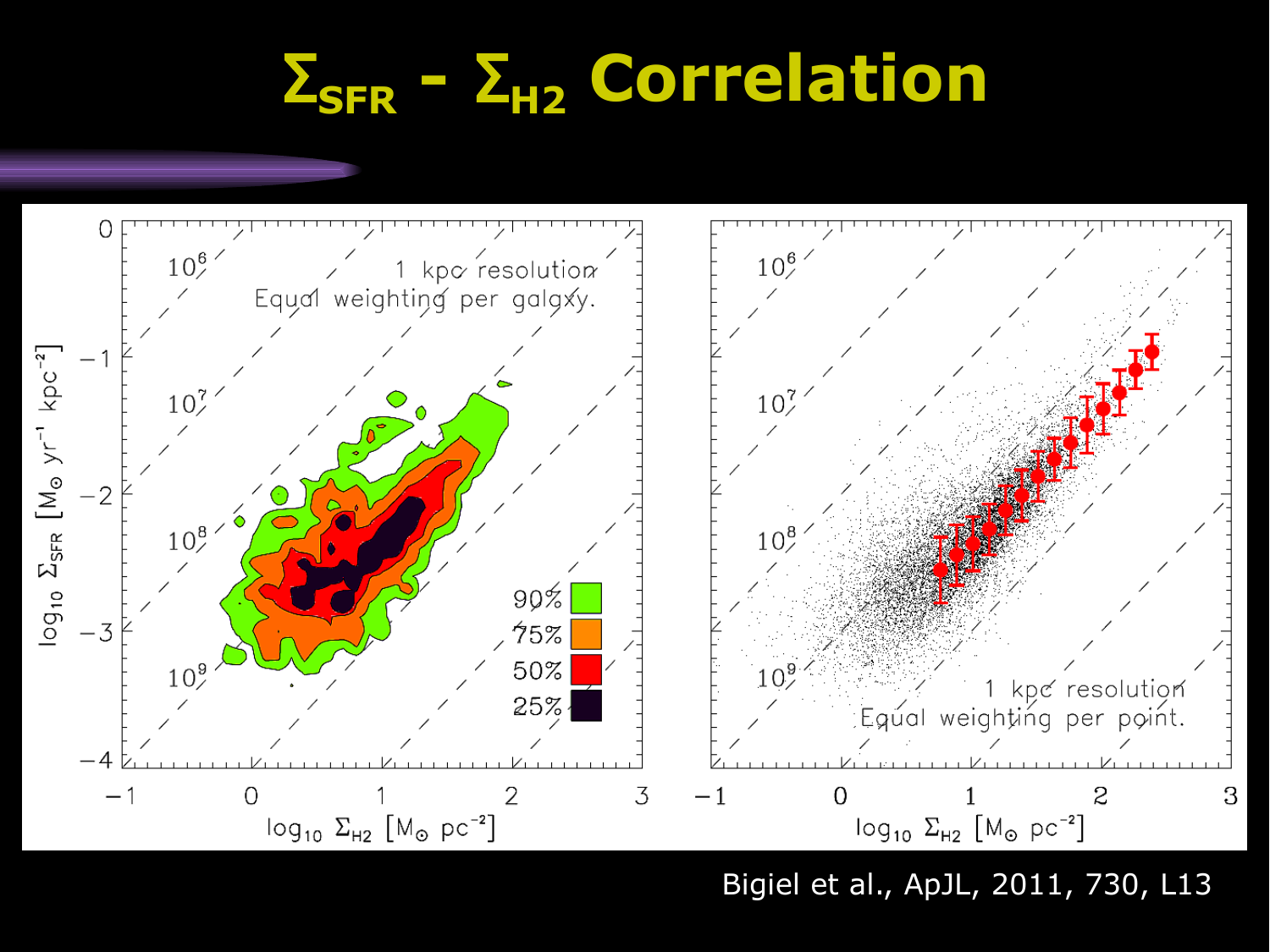# $\Sigma_{SFR}$ - $\Sigma_{H2}$ Correlation

Bigiel et al., ApJL, 2011, 730, L13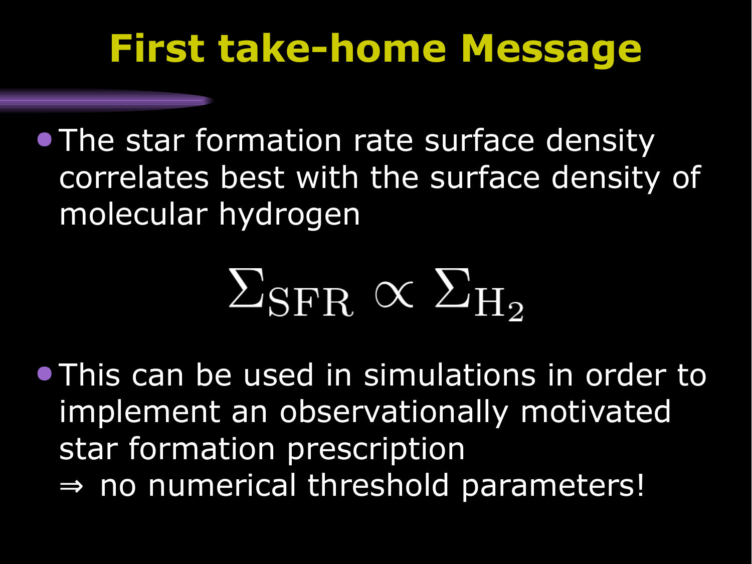# First take-home Message

- The star formation rate surface density correlates best with the surface density of molecular hydrogen

$$\Sigma_{\mathrm{SFR}} \propto \Sigma_{\mathrm{H_2}}$$

- This can be used in simulations in order to implement an observationally motivated star formation prescription
  $\Rightarrow$ no numerical threshold parameters!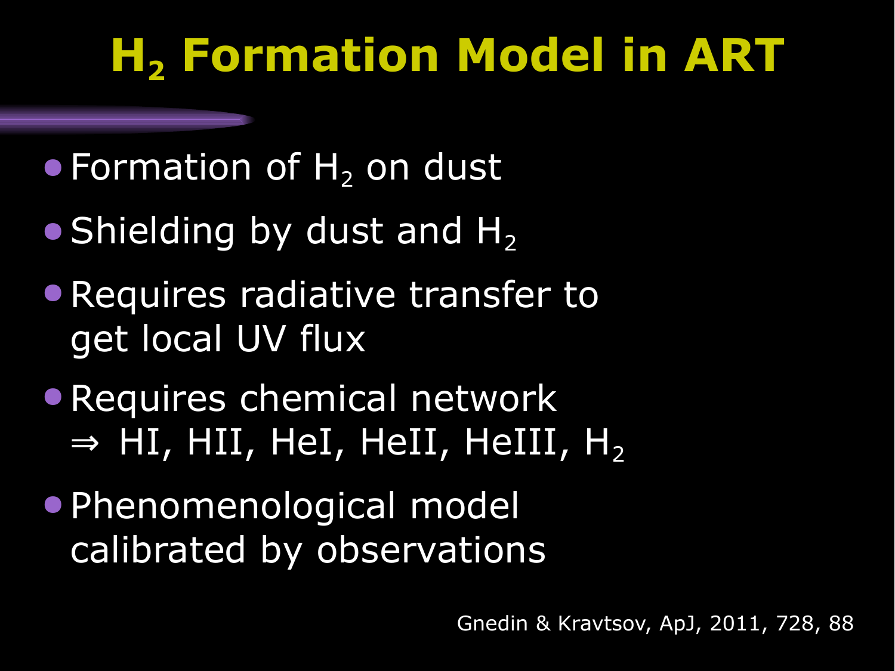# $H_2$ Formation Model in ART

- Formation of $H_2$ on dust
- Shielding by dust and $H_2$
- Requires radiative transfer to get local UV flux
- Requires chemical network
  ⇒ HI, HII, HeI, HeII, HeIII, $H_2$
- Phenomenological model calibrated by observations

Gnedin & Kravtsov, ApJ, 2011, 728, 88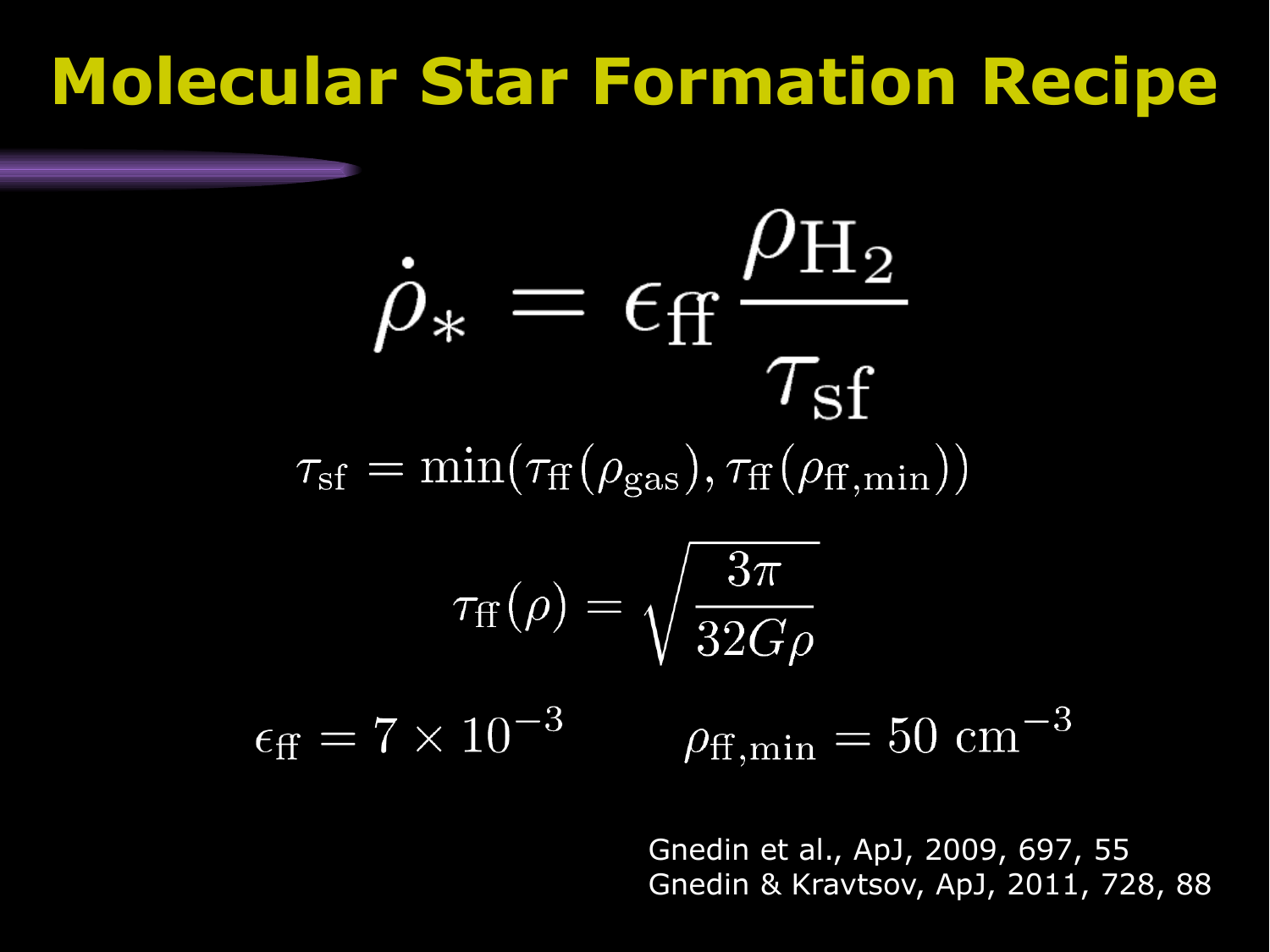# Molecular Star Formation Recipe

$$\dot{\rho}_* = \epsilon_{\rm ff} \frac{\rho_{\rm H_2}}{\tau_{\rm sf}}$$

$$\tau_{\rm sf} = \min(\tau_{\rm ff}(\rho_{\rm gas}), \tau_{\rm ff}(\rho_{\rm ff,min}))$$

$$\tau_{\rm ff}(\rho) = \sqrt{\frac{3\pi}{32 G \rho}}$$

$$\epsilon_{\rm ff} = 7 \times 10^{-3} \qquad \rho_{\rm ff,min} = 50 \text{ cm}^{-3}$$

Gnedin et al., ApJ, 2009, 697, 55
Gnedin & Kravtsov, ApJ, 2011, 728, 88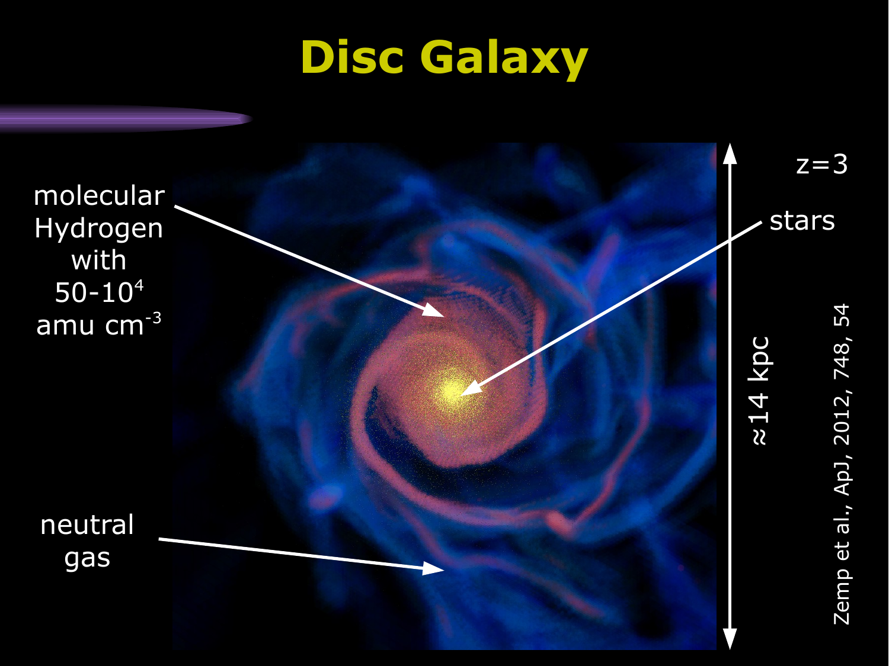# Disc Galaxy

molecular Hydrogen with $50\text{-}10^4$ amu cm$^{-3}$

stars

neutral gas

z=3

≈14 kpc

Zemp et al., ApJ, 2012, 748, 54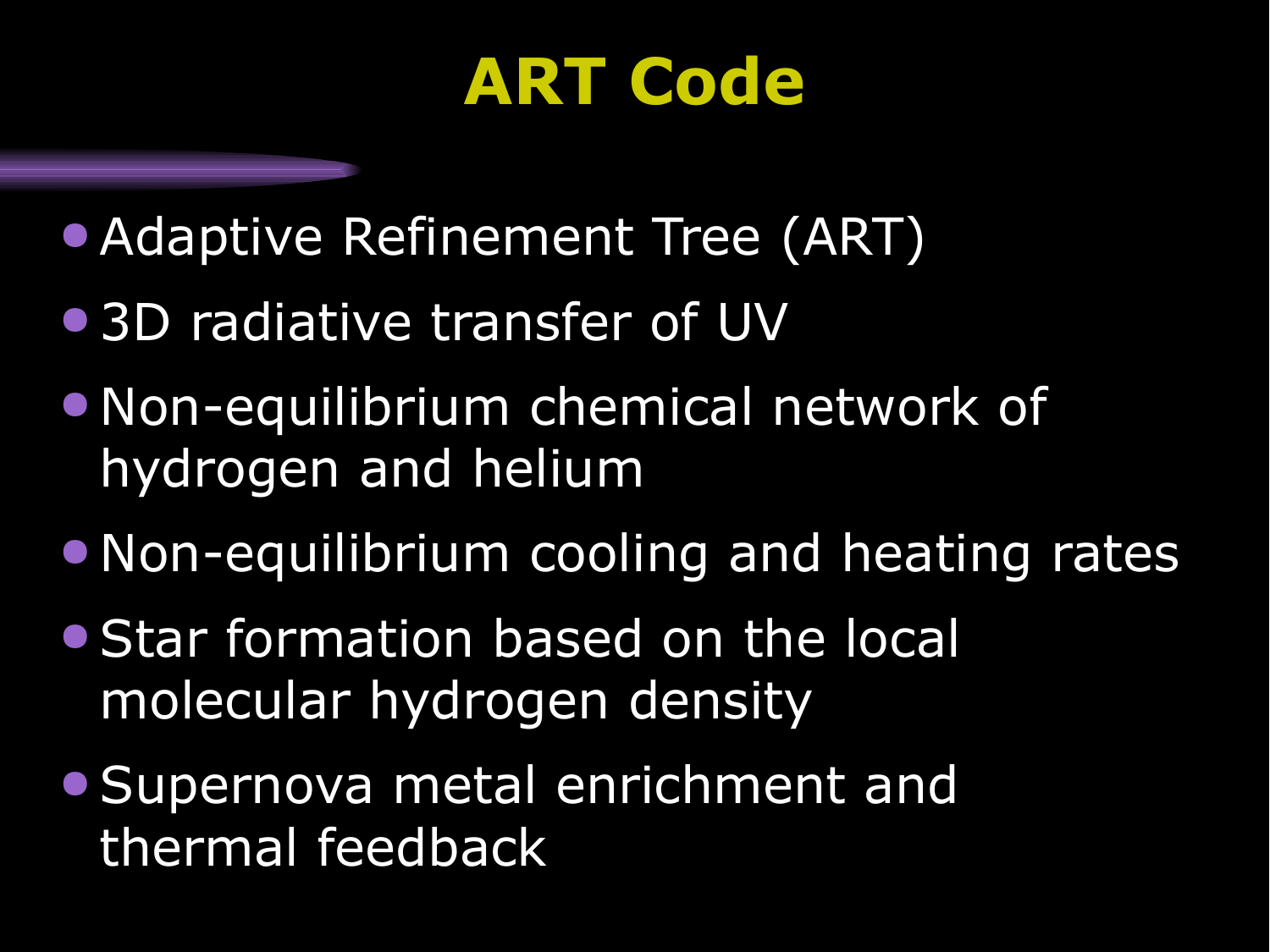# ART Code

- Adaptive Refinement Tree (ART)
- 3D radiative transfer of UV
- Non-equilibrium chemical network of hydrogen and helium
- Non-equilibrium cooling and heating rates
- Star formation based on the local molecular hydrogen density
- Supernova metal enrichment and thermal feedback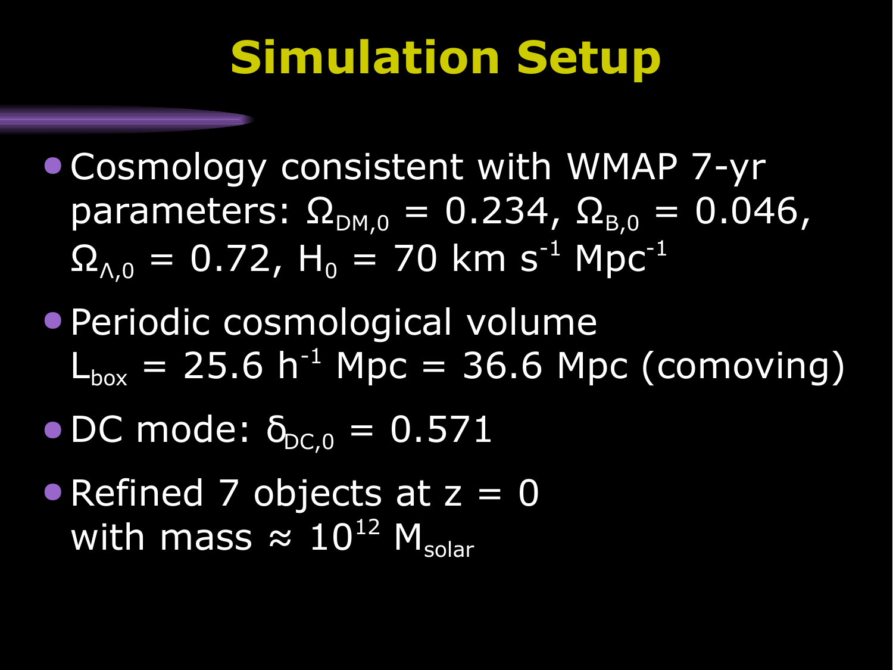# Simulation Setup

- Cosmology consistent with WMAP 7-yr parameters: $\Omega_{DM,0} = 0.234$, $\Omega_{B,0} = 0.046$, $\Omega_{\Lambda,0} = 0.72$, $H_0 = 70$ km $s^{-1}$ $Mpc^{-1}$
- Periodic cosmological volume $L_{box} = 25.6\ h^{-1}$ Mpc = 36.6 Mpc (comoving)
- DC mode: $\delta_{DC,0} = 0.571$
- Refined 7 objects at $z = 0$ with mass $\approx 10^{12}\ M_{solar}$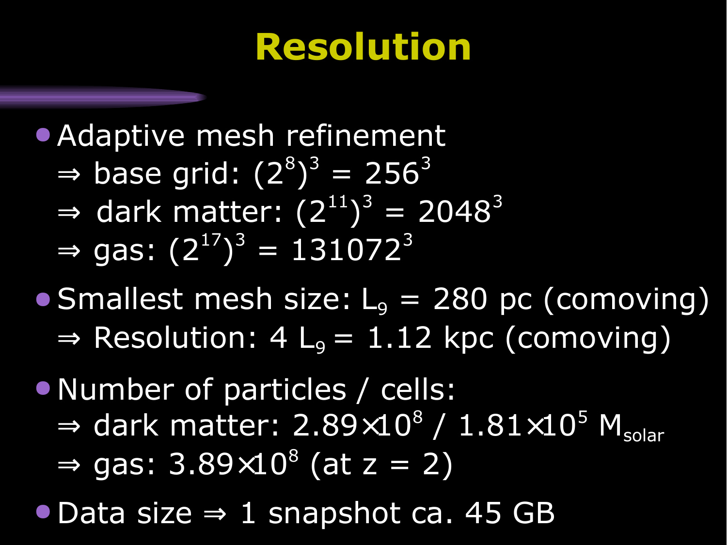# Resolution

- Adaptive mesh refinement
  - ⇒ base grid: $(2^8)^3 = 256^3$
  - ⇒ dark matter: $(2^{11})^3 = 2048^3$
  - ⇒ gas: $(2^{17})^3 = 131072^3$
- Smallest mesh size: $L_9$ = 280 pc (comoving)
  - ⇒ Resolution: 4 $L_9$ = 1.12 kpc (comoving)
- Number of particles / cells:
  - ⇒ dark matter: $2.89 \times 10^8$ / $1.81 \times 10^5$ $M_{solar}$
  - ⇒ gas: $3.89 \times 10^8$ (at z = 2)
- Data size ⇒ 1 snapshot ca. 45 GB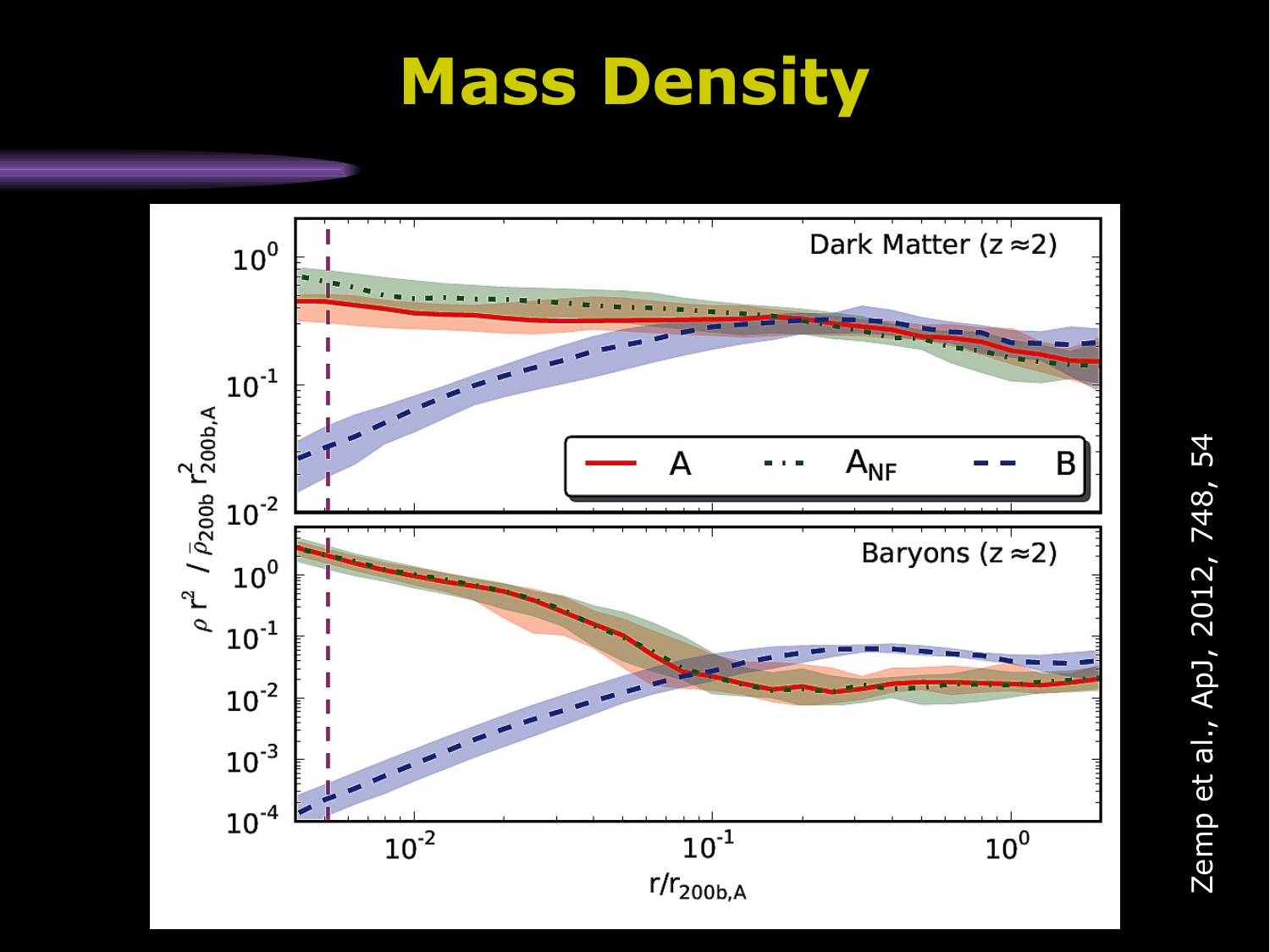# Mass Density

Zemp et al., ApJ, 2012, 748, 54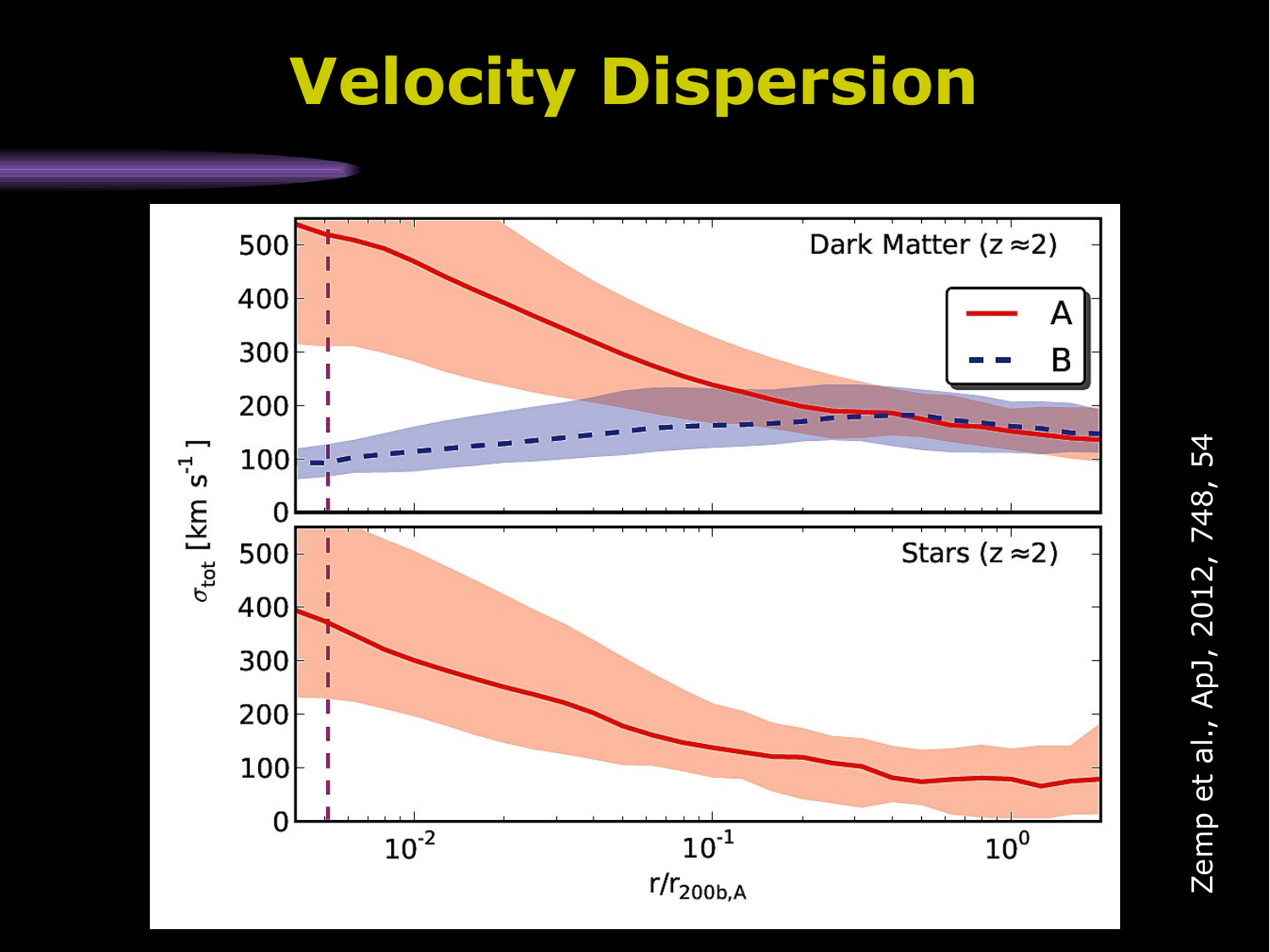# Velocity Dispersion

Zemp et al., ApJ, 2012, 748, 54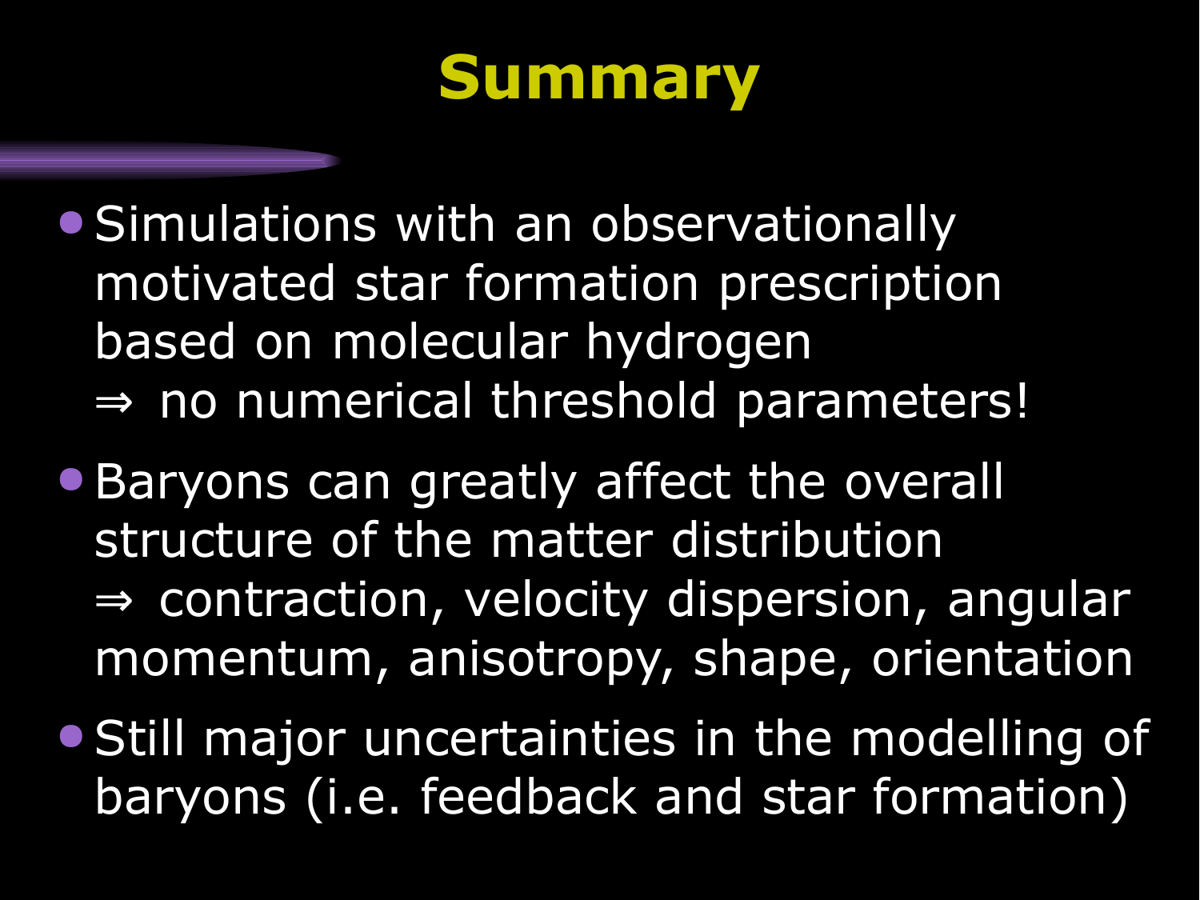# Summary

- Simulations with an observationally motivated star formation prescription based on molecular hydrogen
  ⇒ no numerical threshold parameters!
- Baryons can greatly affect the overall structure of the matter distribution
  ⇒ contraction, velocity dispersion, angular momentum, anisotropy, shape, orientation
- Still major uncertainties in the modelling of baryons (i.e. feedback and star formation)